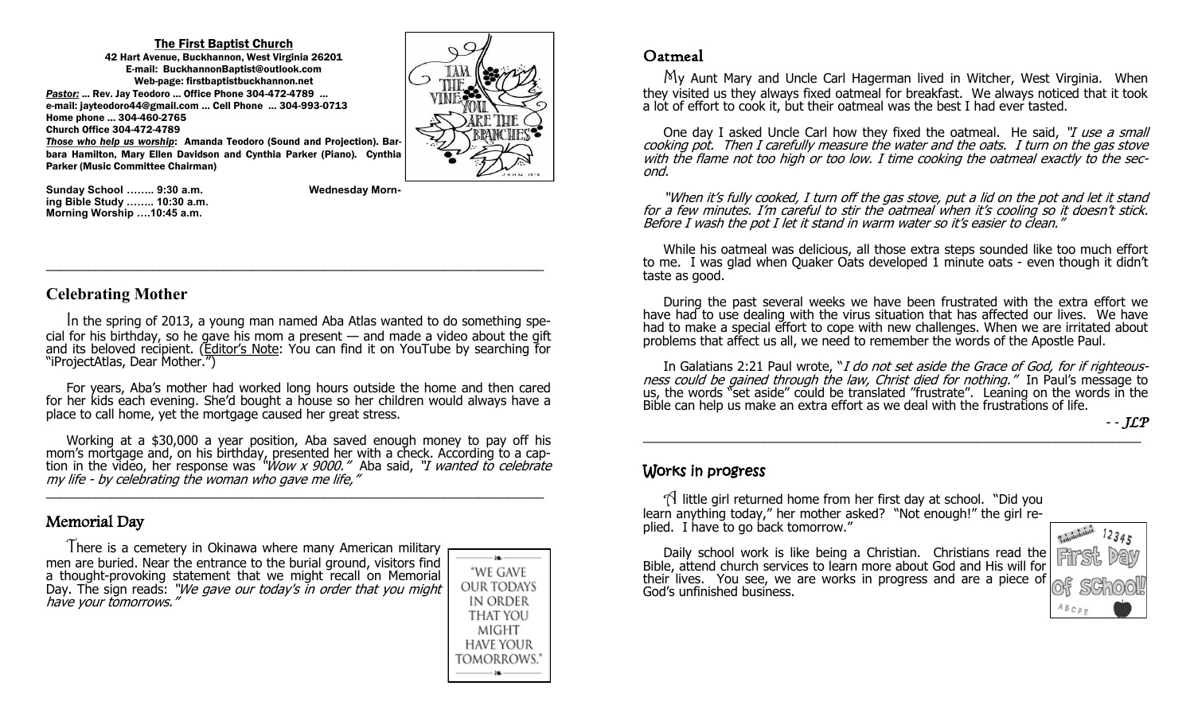**The First Baptist Church**

**42 Hart Avenue, Buckhannon, West Virginia 26201**
**E-mail: BuckhannonBaptist@outlook.com**
**Web-page: firstbaptistbuckhannon.net**

***Pastor:*** **... Rev. Jay Teodoro ... Office Phone 304-472-4789 ...**
**e-mail: jayteodoro44@gmail.com ... Cell Phone ... 304-993-0713**
**Home phone ... 304-460-2765**
**Church Office 304-472-4789**
***Those who help us worship*****: Amanda Teodoro (Sound and Projection). Barbara Hamilton, Mary Ellen Davidson and Cynthia Parker (Piano). Cynthia Parker (Music Committee Chairman)**

**Sunday School …….. 9:30 a.m.**
**Wednesday Morning Bible Study …….. 10:30 a.m.**
**Morning Worship ….10:45 a.m.**

---

## Celebrating Mother

In the spring of 2013, a young man named Aba Atlas wanted to do something special for his birthday, so he gave his mom a present — and made a video about the gift and its beloved recipient. (Editor's Note: You can find it on YouTube by searching for "iProjectAtlas, Dear Mother.")

For years, Aba's mother had worked long hours outside the home and then cared for her kids each evening. She'd bought a house so her children would always have a place to call home, yet the mortgage caused her great stress.

Working at a $30,000 a year position, Aba saved enough money to pay off his mom's mortgage and, on his birthday, presented her with a check. According to a caption in the video, her response was *"Wow x 9000."* Aba said, *"I wanted to celebrate my life - by celebrating the woman who gave me life,"*

---

## Memorial Day

There is a cemetery in Okinawa where many American military men are buried. Near the entrance to the burial ground, visitors find a thought-provoking statement that we might recall on Memorial Day. The sign reads: *"We gave our today's in order that you might have your tomorrows."*

## Oatmeal

My Aunt Mary and Uncle Carl Hagerman lived in Witcher, West Virginia. When they visited us they always fixed oatmeal for breakfast. We always noticed that it took a lot of effort to cook it, but their oatmeal was the best I had ever tasted.

One day I asked Uncle Carl how they fixed the oatmeal. He said, *"I use a small cooking pot. Then I carefully measure the water and the oats. I turn on the gas stove with the flame not too high or too low. I time cooking the oatmeal exactly to the second.*

*"When it's fully cooked, I turn off the gas stove, put a lid on the pot and let it stand for a few minutes. I'm careful to stir the oatmeal when it's cooling so it doesn't stick. Before I wash the pot I let it stand in warm water so it's easier to clean."*

While his oatmeal was delicious, all those extra steps sounded like too much effort to me. I was glad when Quaker Oats developed 1 minute oats - even though it didn't taste as good.

During the past several weeks we have been frustrated with the extra effort we have had to use dealing with the virus situation that has affected our lives. We have had to make a special effort to cope with new challenges. When we are irritated about problems that affect us all, we need to remember the words of the Apostle Paul.

In Galatians 2:21 Paul wrote, "*I do not set aside the Grace of God, for if righteousness could be gained through the law, Christ died for nothing."* In Paul's message to us, the words "set aside" could be translated "frustrate". Leaning on the words in the Bible can help us make an extra effort as we deal with the frustrations of life.

*- - JLP*

---

## Works in progress

A little girl returned home from her first day at school. "Did you learn anything today," her mother asked? "Not enough!" the girl replied. I have to go back tomorrow."

Daily school work is like being a Christian. Christians read the Bible, attend church services to learn more about God and His will for their lives. You see, we are works in progress and are a piece of God's unfinished business.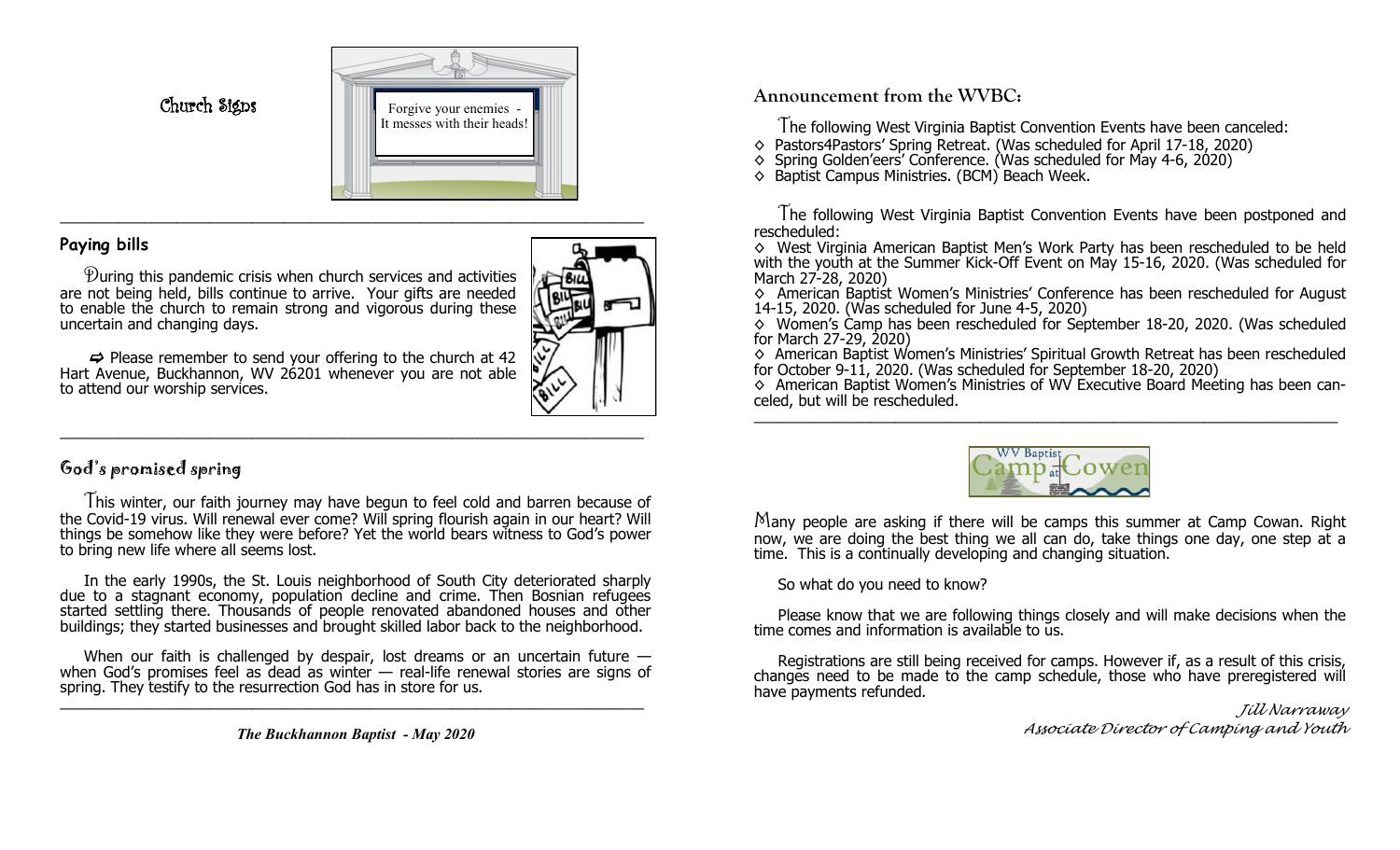## Church Signs

Forgive your enemies - It messes with their heads!

---

## Paying bills

During this pandemic crisis when church services and activities are not being held, bills continue to arrive. Your gifts are needed to enable the church to remain strong and vigorous during these uncertain and changing days.

⇨ Please remember to send your offering to the church at 42 Hart Avenue, Buckhannon, WV 26201 whenever you are not able to attend our worship services.

---

## God's promised spring

This winter, our faith journey may have begun to feel cold and barren because of the Covid-19 virus. Will renewal ever come? Will spring flourish again in our heart? Will things be somehow like they were before? Yet the world bears witness to God's power to bring new life where all seems lost.

In the early 1990s, the St. Louis neighborhood of South City deteriorated sharply due to a stagnant economy, population decline and crime. Then Bosnian refugees started settling there. Thousands of people renovated abandoned houses and other buildings; they started businesses and brought skilled labor back to the neighborhood.

When our faith is challenged by despair, lost dreams or an uncertain future — when God's promises feel as dead as winter — real-life renewal stories are signs of spring. They testify to the resurrection God has in store for us.

---

## Announcement from the WVBC:

The following West Virginia Baptist Convention Events have been canceled:

- Pastors4Pastors' Spring Retreat. (Was scheduled for April 17-18, 2020)
- Spring Golden'eers' Conference. (Was scheduled for May 4-6, 2020)
- Baptist Campus Ministries. (BCM) Beach Week.

The following West Virginia Baptist Convention Events have been postponed and rescheduled:

- West Virginia American Baptist Men's Work Party has been rescheduled to be held with the youth at the Summer Kick-Off Event on May 15-16, 2020. (Was scheduled for March 27-28, 2020)
- American Baptist Women's Ministries' Conference has been rescheduled for August 14-15, 2020. (Was scheduled for June 4-5, 2020)
- Women's Camp has been rescheduled for September 18-20, 2020. (Was scheduled for March 27-29, 2020)
- American Baptist Women's Ministries' Spiritual Growth Retreat has been rescheduled for October 9-11, 2020. (Was scheduled for September 18-20, 2020)
- American Baptist Women's Ministries of WV Executive Board Meeting has been canceled, but will be rescheduled.

---

WV Baptist Camp at Cowen

Many people are asking if there will be camps this summer at Camp Cowan. Right now, we are doing the best thing we all can do, take things one day, one step at a time. This is a continually developing and changing situation.

So what do you need to know?

Please know that we are following things closely and will make decisions when the time comes and information is available to us.

Registrations are still being received for camps. However if, as a result of this crisis, changes need to be made to the camp schedule, those who have preregistered will have payments refunded.

*Jill Narraway*
*Associate Director of Camping and Youth*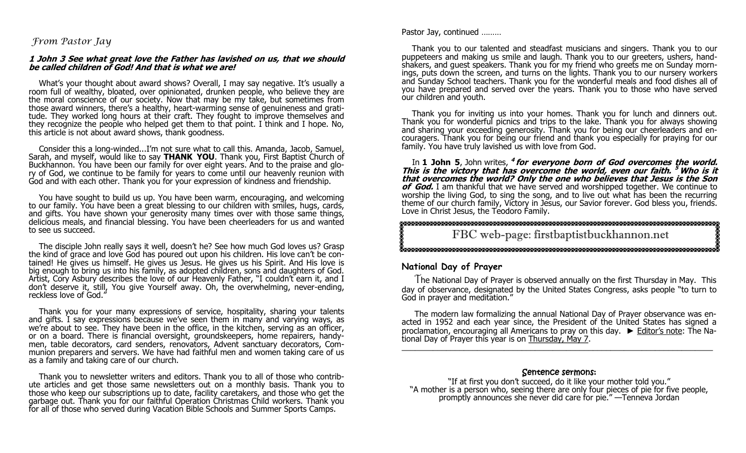## *From Pastor Jay*

***1 John 3 See what great love the Father has lavished on us, that we should be called children of God! And that is what we are!***

What's your thought about award shows? Overall, I may say negative. It's usually a room full of wealthy, bloated, over opinionated, drunken people, who believe they are the moral conscience of our society. Now that may be my take, but sometimes from those award winners, there's a healthy, heart-warming sense of genuineness and gratitude. They worked long hours at their craft. They fought to improve themselves and they recognize the people who helped get them to that point. I think and I hope. No, this article is not about award shows, thank goodness.

Consider this a long-winded...I'm not sure what to call this. Amanda, Jacob, Samuel, Sarah, and myself, would like to say **THANK YOU**. Thank you, First Baptist Church of Buckhannon. You have been our family for over eight years. And to the praise and glory of God, we continue to be family for years to come until our heavenly reunion with God and with each other. Thank you for your expression of kindness and friendship.

You have sought to build us up. You have been warm, encouraging, and welcoming to our family. You have been a great blessing to our children with smiles, hugs, cards, and gifts. You have shown your generosity many times over with those same things, delicious meals, and financial blessing. You have been cheerleaders for us and wanted to see us succeed.

The disciple John really says it well, doesn't he? See how much God loves us? Grasp the kind of grace and love God has poured out upon his children. His love can't be contained! He gives us himself. He gives us Jesus. He gives us his Spirit. And His love is big enough to bring us into his family, as adopted children, sons and daughters of God. Artist, Cory Asbury describes the love of our Heavenly Father, "I couldn't earn it, and I don't deserve it, still, You give Yourself away. Oh, the overwhelming, never-ending, reckless love of God."

Thank you for your many expressions of service, hospitality, sharing your talents and gifts. I say expressions because we've seen them in many and varying ways, as we're about to see. They have been in the office, in the kitchen, serving as an officer, or on a board. There is financial oversight, groundskeepers, home repairers, handymen, table decorators, card senders, renovators, Advent sanctuary decorators, Communion preparers and servers. We have had faithful men and women taking care of us as a family and taking care of our church.

Thank you to newsletter writers and editors. Thank you to all of those who contribute articles and get those same newsletters out on a monthly basis. Thank you to those who keep our subscriptions up to date, facility caretakers, and those who get the garbage out. Thank you for our faithful Operation Christmas Child workers. Thank you for all of those who served during Vacation Bible Schools and Summer Sports Camps.

Pastor Jay, continued ………

Thank you to our talented and steadfast musicians and singers. Thank you to our puppeteers and making us smile and laugh. Thank you to our greeters, ushers, handshakers, and guest speakers. Thank you for my friend who greets me on Sunday mornings, puts down the screen, and turns on the lights. Thank you to our nursery workers and Sunday School teachers. Thank you for the wonderful meals and food dishes all of you have prepared and served over the years. Thank you to those who have served our children and youth.

Thank you for inviting us into your homes. Thank you for lunch and dinners out. Thank you for wonderful picnics and trips to the lake. Thank you for always showing and sharing your exceeding generosity. Thank you for being our cheerleaders and encouragers. Thank you for being our friend and thank you especially for praying for our family. You have truly lavished us with love from God.

In **1 John 5**, John writes, ***[4] for everyone born of God overcomes the world. This is the victory that has overcome the world, even our faith. [5] Who is it that overcomes the world? Only the one who believes that Jesus is the Son of God.*** I am thankful that we have served and worshipped together. We continue to worship the living God, to sing the song, and to live out what has been the recurring theme of our church family, Victory in Jesus, our Savior forever. God bless you, friends. Love in Christ Jesus, the Teodoro Family.

FBC web-page: firstbaptistbuckhannon.net

## National Day of Prayer

The National Day of Prayer is observed annually on the first Thursday in May. This day of observance, designated by the United States Congress, asks people "to turn to God in prayer and meditation."

The modern law formalizing the annual National Day of Prayer observance was enacted in 1952 and each year since, the President of the United States has signed a proclamation, encouraging all Americans to pray on this day. ► Editor's note: The National Day of Prayer this year is on Thursday, May 7.

---

### Sentence sermons:

"If at first you don't succeed, do it like your mother told you."
"A mother is a person who, seeing there are only four pieces of pie for five people, promptly announces she never did care for pie." —Tenneva Jordan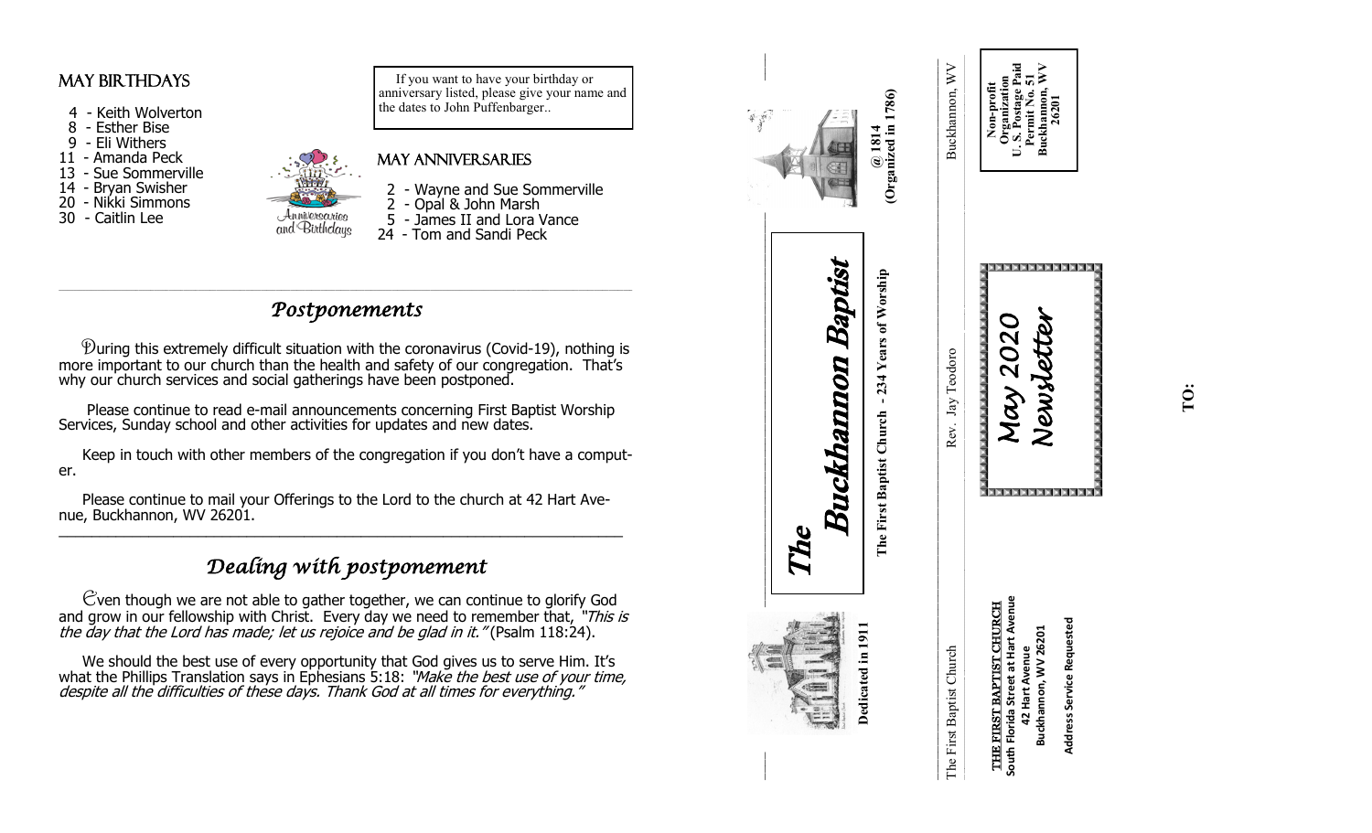## May Birthdays

- 4 - Keith Wolverton
- 8 - Esther Bise
- 9 - Eli Withers
- 11 - Amanda Peck
- 13 - Sue Sommerville
- 14 - Bryan Swisher
- 20 - Nikki Simmons
- 30 - Caitlin Lee

If you want to have your birthday or anniversary listed, please give your name and the dates to John Puffenbarger..

## May Anniversaries

- 2 - Wayne and Sue Sommerville
- 2 - Opal & John Marsh
- 5 - James II and Lora Vance
- 24 - Tom and Sandi Peck

## *Postponements*

During this extremely difficult situation with the coronavirus (Covid-19), nothing is more important to our church than the health and safety of our congregation. That's why our church services and social gatherings have been postponed.

Please continue to read e-mail announcements concerning First Baptist Worship Services, Sunday school and other activities for updates and new dates.

Keep in touch with other members of the congregation if you don't have a computer.

Please continue to mail your Offerings to the Lord to the church at 42 Hart Avenue, Buckhannon, WV 26201.

## *Dealing with postponement*

Even though we are not able to gather together, we can continue to glorify God and grow in our fellowship with Christ. Every day we need to remember that, *"This is the day that the Lord has made; let us rejoice and be glad in it."* (Psalm 118:24).

We should the best use of every opportunity that God gives us to serve Him. It's what the Phillips Translation says in Ephesians 5:18: *"Make the best use of your time, despite all the difficulties of these days. Thank God at all times for everything."*

---

# *The Buckhannon Baptist*

**The First Baptist Church - 234 Years of Worship**

**Dedicated in 1911**

**@ 1814 (Organized in 1786)**

The First Baptist Church — Rev. Jay Teodoro — Buckhannon, WV

**THE FIRST BAPTIST CHURCH**
**South Florida Street at Hart Avenue**
**42 Hart Avenue**
**Buckhannon, WV 26201**

**Address Service Requested**

## *May 2020 Newsletter*

**Non-profit Organization**
**U. S. Postage Paid**
**Permit No. 51**
**Buckhannon, WV 26201**

**TO:**